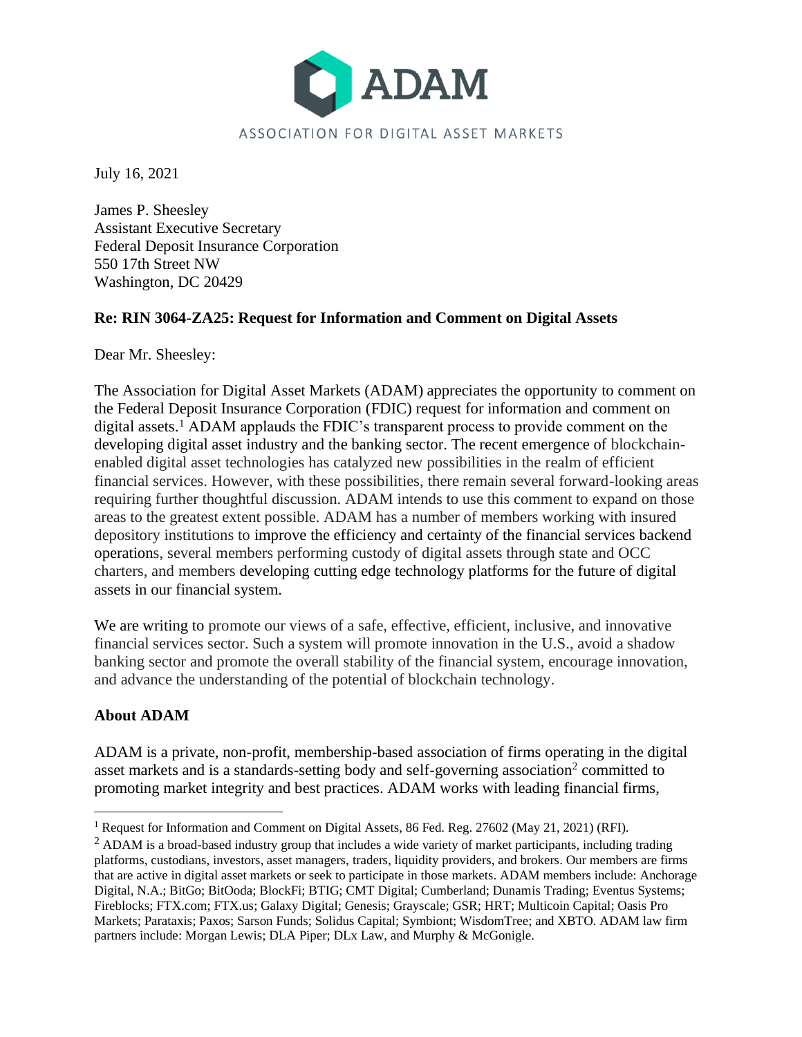# ADAM

ASSOCIATION FOR DIGITAL ASSET MARKETS

July 16, 2021

James P. Sheesley
Assistant Executive Secretary
Federal Deposit Insurance Corporation
550 17th Street NW
Washington, DC 20429

**Re: RIN 3064-ZA25: Request for Information and Comment on Digital Assets**

Dear Mr. Sheesley:

The Association for Digital Asset Markets (ADAM) appreciates the opportunity to comment on the Federal Deposit Insurance Corporation (FDIC) request for information and comment on digital assets.[1] ADAM applauds the FDIC's transparent process to provide comment on the developing digital asset industry and the banking sector. The recent emergence of blockchain-enabled digital asset technologies has catalyzed new possibilities in the realm of efficient financial services. However, with these possibilities, there remain several forward-looking areas requiring further thoughtful discussion. ADAM intends to use this comment to expand on those areas to the greatest extent possible. ADAM has a number of members working with insured depository institutions to improve the efficiency and certainty of the financial services backend operations, several members performing custody of digital assets through state and OCC charters, and members developing cutting edge technology platforms for the future of digital assets in our financial system.

We are writing to promote our views of a safe, effective, efficient, inclusive, and innovative financial services sector. Such a system will promote innovation in the U.S., avoid a shadow banking sector and promote the overall stability of the financial system, encourage innovation, and advance the understanding of the potential of blockchain technology.

**About ADAM**

ADAM is a private, non-profit, membership-based association of firms operating in the digital asset markets and is a standards-setting body and self-governing association[2] committed to promoting market integrity and best practices. ADAM works with leading financial firms,

---

[1] Request for Information and Comment on Digital Assets, 86 Fed. Reg. 27602 (May 21, 2021) (RFI).

[2] ADAM is a broad-based industry group that includes a wide variety of market participants, including trading platforms, custodians, investors, asset managers, traders, liquidity providers, and brokers. Our members are firms that are active in digital asset markets or seek to participate in those markets. ADAM members include: Anchorage Digital, N.A.; BitGo; BitOoda; BlockFi; BTIG; CMT Digital; Cumberland; Dunamis Trading; Eventus Systems; Fireblocks; FTX.com; FTX.us; Galaxy Digital; Genesis; Grayscale; GSR; HRT; Multicoin Capital; Oasis Pro Markets; Parataxis; Paxos; Sarson Funds; Solidus Capital; Symbiont; WisdomTree; and XBTO. ADAM law firm partners include: Morgan Lewis; DLA Piper; DLx Law, and Murphy & McGonigle.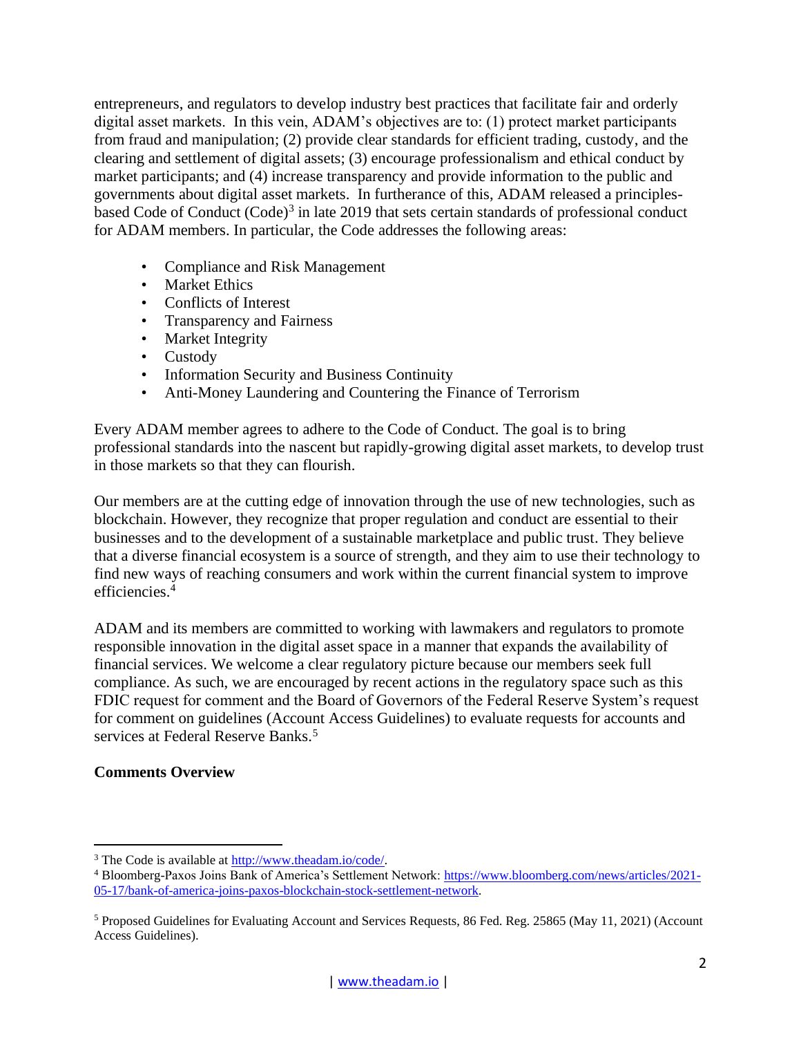entrepreneurs, and regulators to develop industry best practices that facilitate fair and orderly digital asset markets. In this vein, ADAM's objectives are to: (1) protect market participants from fraud and manipulation; (2) provide clear standards for efficient trading, custody, and the clearing and settlement of digital assets; (3) encourage professionalism and ethical conduct by market participants; and (4) increase transparency and provide information to the public and governments about digital asset markets. In furtherance of this, ADAM released a principles-based Code of Conduct (Code)[3] in late 2019 that sets certain standards of professional conduct for ADAM members. In particular, the Code addresses the following areas:

- Compliance and Risk Management
- Market Ethics
- Conflicts of Interest
- Transparency and Fairness
- Market Integrity
- Custody
- Information Security and Business Continuity
- Anti-Money Laundering and Countering the Finance of Terrorism

Every ADAM member agrees to adhere to the Code of Conduct. The goal is to bring professional standards into the nascent but rapidly-growing digital asset markets, to develop trust in those markets so that they can flourish.

Our members are at the cutting edge of innovation through the use of new technologies, such as blockchain. However, they recognize that proper regulation and conduct are essential to their businesses and to the development of a sustainable marketplace and public trust. They believe that a diverse financial ecosystem is a source of strength, and they aim to use their technology to find new ways of reaching consumers and work within the current financial system to improve efficiencies.[4]

ADAM and its members are committed to working with lawmakers and regulators to promote responsible innovation in the digital asset space in a manner that expands the availability of financial services. We welcome a clear regulatory picture because our members seek full compliance. As such, we are encouraged by recent actions in the regulatory space such as this FDIC request for comment and the Board of Governors of the Federal Reserve System's request for comment on guidelines (Account Access Guidelines) to evaluate requests for accounts and services at Federal Reserve Banks.[5]

**Comments Overview**

---

[3] The Code is available at http://www.theadam.io/code/.

[4] Bloomberg-Paxos Joins Bank of America's Settlement Network: https://www.bloomberg.com/news/articles/2021-05-17/bank-of-america-joins-paxos-blockchain-stock-settlement-network.

[5] Proposed Guidelines for Evaluating Account and Services Requests, 86 Fed. Reg. 25865 (May 11, 2021) (Account Access Guidelines).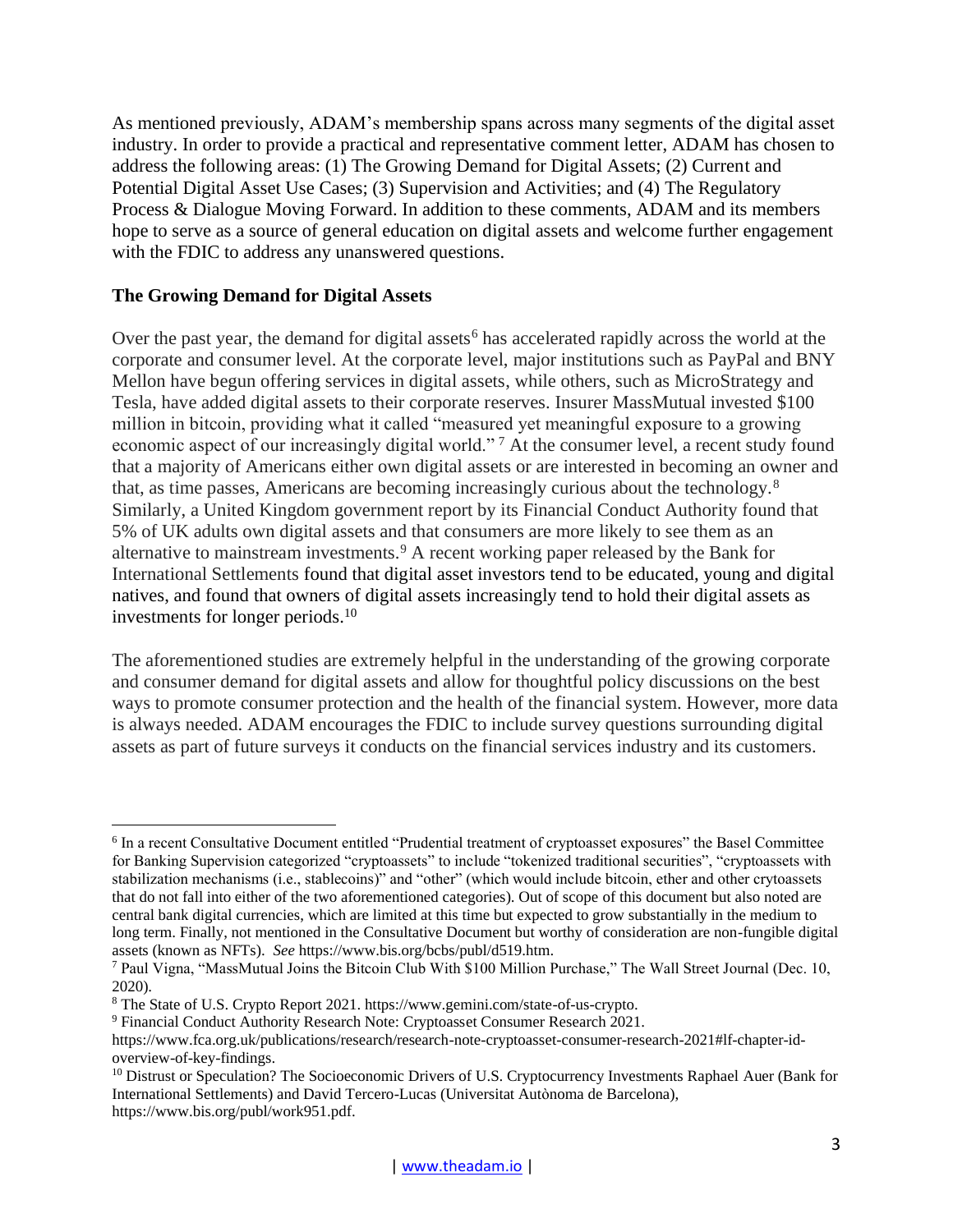As mentioned previously, ADAM's membership spans across many segments of the digital asset industry. In order to provide a practical and representative comment letter, ADAM has chosen to address the following areas: (1) The Growing Demand for Digital Assets; (2) Current and Potential Digital Asset Use Cases; (3) Supervision and Activities; and (4) The Regulatory Process & Dialogue Moving Forward. In addition to these comments, ADAM and its members hope to serve as a source of general education on digital assets and welcome further engagement with the FDIC to address any unanswered questions.

**The Growing Demand for Digital Assets**

Over the past year, the demand for digital assets[6] has accelerated rapidly across the world at the corporate and consumer level. At the corporate level, major institutions such as PayPal and BNY Mellon have begun offering services in digital assets, while others, such as MicroStrategy and Tesla, have added digital assets to their corporate reserves. Insurer MassMutual invested $100 million in bitcoin, providing what it called "measured yet meaningful exposure to a growing economic aspect of our increasingly digital world."[7] At the consumer level, a recent study found that a majority of Americans either own digital assets or are interested in becoming an owner and that, as time passes, Americans are becoming increasingly curious about the technology.[8] Similarly, a United Kingdom government report by its Financial Conduct Authority found that 5% of UK adults own digital assets and that consumers are more likely to see them as an alternative to mainstream investments.[9] A recent working paper released by the Bank for International Settlements found that digital asset investors tend to be educated, young and digital natives, and found that owners of digital assets increasingly tend to hold their digital assets as investments for longer periods.[10]

The aforementioned studies are extremely helpful in the understanding of the growing corporate and consumer demand for digital assets and allow for thoughtful policy discussions on the best ways to promote consumer protection and the health of the financial system. However, more data is always needed. ADAM encourages the FDIC to include survey questions surrounding digital assets as part of future surveys it conducts on the financial services industry and its customers.

---

[6] In a recent Consultative Document entitled "Prudential treatment of cryptoasset exposures" the Basel Committee for Banking Supervision categorized "cryptoassets" to include "tokenized traditional securities", "cryptoassets with stabilization mechanisms (i.e., stablecoins)" and "other" (which would include bitcoin, ether and other crytoassets that do not fall into either of the two aforementioned categories). Out of scope of this document but also noted are central bank digital currencies, which are limited at this time but expected to grow substantially in the medium to long term. Finally, not mentioned in the Consultative Document but worthy of consideration are non-fungible digital assets (known as NFTs). *See* https://www.bis.org/bcbs/publ/d519.htm.

[7] Paul Vigna, "MassMutual Joins the Bitcoin Club With $100 Million Purchase," The Wall Street Journal (Dec. 10, 2020).

[8] The State of U.S. Crypto Report 2021. https://www.gemini.com/state-of-us-crypto.

[9] Financial Conduct Authority Research Note: Cryptoasset Consumer Research 2021. https://www.fca.org.uk/publications/research/research-note-cryptoasset-consumer-research-2021#lf-chapter-id-overview-of-key-findings.

[10] Distrust or Speculation? The Socioeconomic Drivers of U.S. Cryptocurrency Investments Raphael Auer (Bank for International Settlements) and David Tercero-Lucas (Universitat Autònoma de Barcelona), https://www.bis.org/publ/work951.pdf.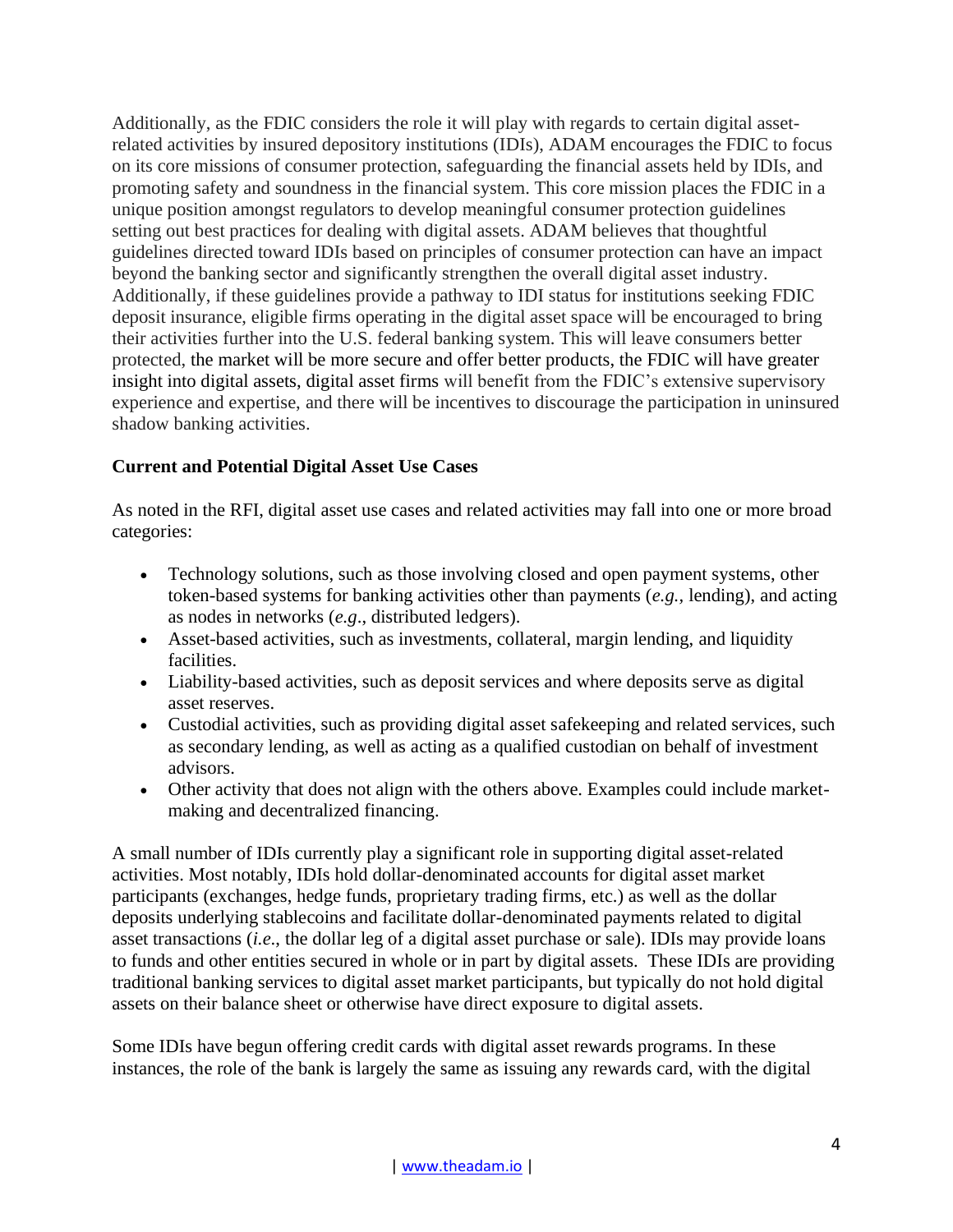Additionally, as the FDIC considers the role it will play with regards to certain digital asset-related activities by insured depository institutions (IDIs), ADAM encourages the FDIC to focus on its core missions of consumer protection, safeguarding the financial assets held by IDIs, and promoting safety and soundness in the financial system. This core mission places the FDIC in a unique position amongst regulators to develop meaningful consumer protection guidelines setting out best practices for dealing with digital assets. ADAM believes that thoughtful guidelines directed toward IDIs based on principles of consumer protection can have an impact beyond the banking sector and significantly strengthen the overall digital asset industry. Additionally, if these guidelines provide a pathway to IDI status for institutions seeking FDIC deposit insurance, eligible firms operating in the digital asset space will be encouraged to bring their activities further into the U.S. federal banking system. This will leave consumers better protected, the market will be more secure and offer better products, the FDIC will have greater insight into digital assets, digital asset firms will benefit from the FDIC's extensive supervisory experience and expertise, and there will be incentives to discourage the participation in uninsured shadow banking activities.

**Current and Potential Digital Asset Use Cases**

As noted in the RFI, digital asset use cases and related activities may fall into one or more broad categories:

- Technology solutions, such as those involving closed and open payment systems, other token-based systems for banking activities other than payments (*e.g.,* lending), and acting as nodes in networks (*e.g*., distributed ledgers).
- Asset-based activities, such as investments, collateral, margin lending, and liquidity facilities.
- Liability-based activities, such as deposit services and where deposits serve as digital asset reserves.
- Custodial activities, such as providing digital asset safekeeping and related services, such as secondary lending, as well as acting as a qualified custodian on behalf of investment advisors.
- Other activity that does not align with the others above. Examples could include market-making and decentralized financing.

A small number of IDIs currently play a significant role in supporting digital asset-related activities. Most notably, IDIs hold dollar-denominated accounts for digital asset market participants (exchanges, hedge funds, proprietary trading firms, etc.) as well as the dollar deposits underlying stablecoins and facilitate dollar-denominated payments related to digital asset transactions (*i.e.*, the dollar leg of a digital asset purchase or sale). IDIs may provide loans to funds and other entities secured in whole or in part by digital assets. These IDIs are providing traditional banking services to digital asset market participants, but typically do not hold digital assets on their balance sheet or otherwise have direct exposure to digital assets.

Some IDIs have begun offering credit cards with digital asset rewards programs. In these instances, the role of the bank is largely the same as issuing any rewards card, with the digital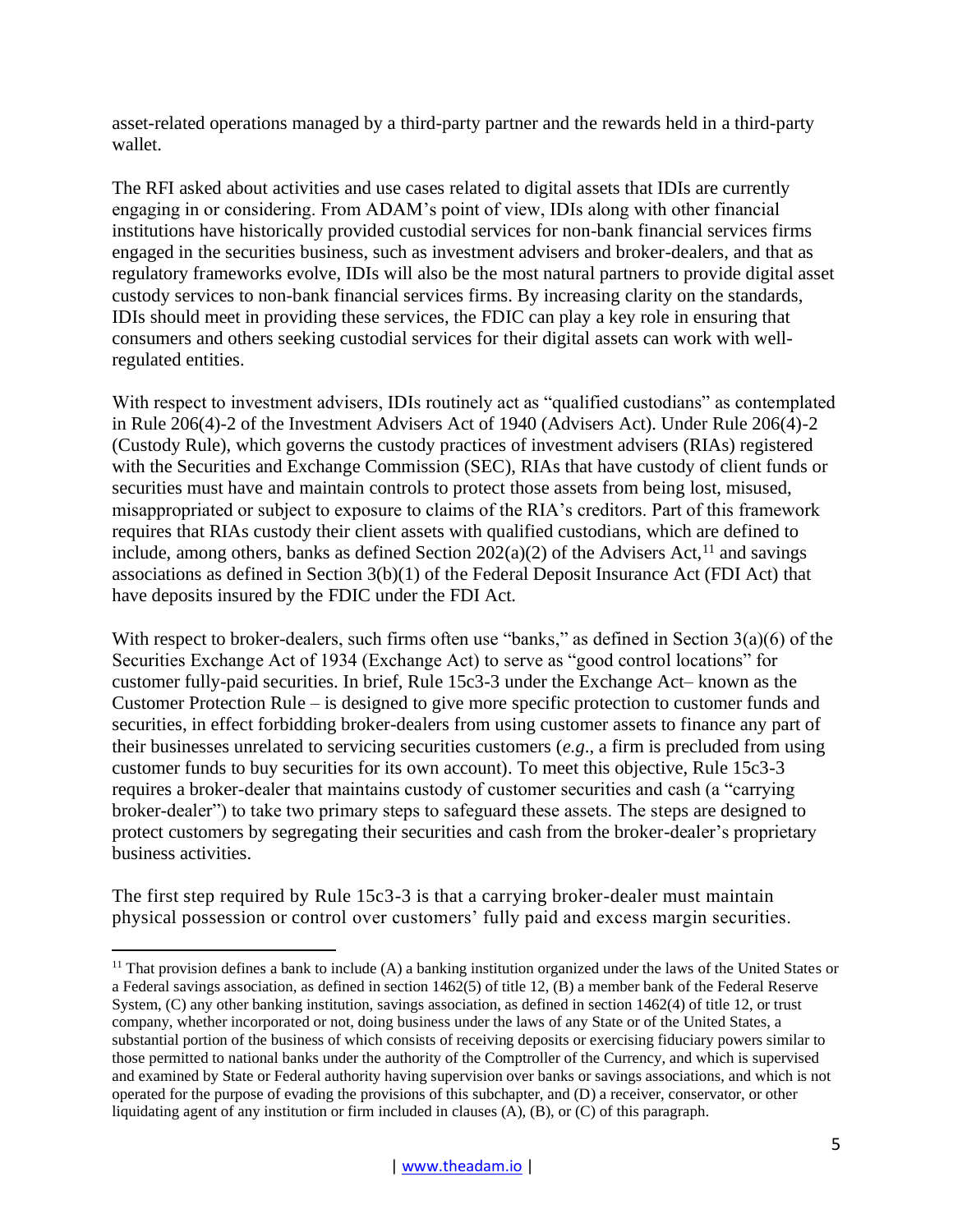asset-related operations managed by a third-party partner and the rewards held in a third-party wallet.

The RFI asked about activities and use cases related to digital assets that IDIs are currently engaging in or considering. From ADAM's point of view, IDIs along with other financial institutions have historically provided custodial services for non-bank financial services firms engaged in the securities business, such as investment advisers and broker-dealers, and that as regulatory frameworks evolve, IDIs will also be the most natural partners to provide digital asset custody services to non-bank financial services firms. By increasing clarity on the standards, IDIs should meet in providing these services, the FDIC can play a key role in ensuring that consumers and others seeking custodial services for their digital assets can work with well-regulated entities.

With respect to investment advisers, IDIs routinely act as "qualified custodians" as contemplated in Rule 206(4)-2 of the Investment Advisers Act of 1940 (Advisers Act). Under Rule 206(4)-2 (Custody Rule), which governs the custody practices of investment advisers (RIAs) registered with the Securities and Exchange Commission (SEC), RIAs that have custody of client funds or securities must have and maintain controls to protect those assets from being lost, misused, misappropriated or subject to exposure to claims of the RIA's creditors. Part of this framework requires that RIAs custody their client assets with qualified custodians, which are defined to include, among others, banks as defined Section 202(a)(2) of the Advisers Act,[11] and savings associations as defined in Section 3(b)(1) of the Federal Deposit Insurance Act (FDI Act) that have deposits insured by the FDIC under the FDI Act.

With respect to broker-dealers, such firms often use "banks," as defined in Section 3(a)(6) of the Securities Exchange Act of 1934 (Exchange Act) to serve as "good control locations" for customer fully-paid securities. In brief, Rule 15c3-3 under the Exchange Act– known as the Customer Protection Rule – is designed to give more specific protection to customer funds and securities, in effect forbidding broker-dealers from using customer assets to finance any part of their businesses unrelated to servicing securities customers (*e.g*., a firm is precluded from using customer funds to buy securities for its own account). To meet this objective, Rule 15c3-3 requires a broker-dealer that maintains custody of customer securities and cash (a "carrying broker-dealer") to take two primary steps to safeguard these assets. The steps are designed to protect customers by segregating their securities and cash from the broker-dealer's proprietary business activities.

The first step required by Rule 15c3-3 is that a carrying broker-dealer must maintain physical possession or control over customers' fully paid and excess margin securities.

---

[11] That provision defines a bank to include (A) a banking institution organized under the laws of the United States or a Federal savings association, as defined in section 1462(5) of title 12, (B) a member bank of the Federal Reserve System, (C) any other banking institution, savings association, as defined in section 1462(4) of title 12, or trust company, whether incorporated or not, doing business under the laws of any State or of the United States, a substantial portion of the business of which consists of receiving deposits or exercising fiduciary powers similar to those permitted to national banks under the authority of the Comptroller of the Currency, and which is supervised and examined by State or Federal authority having supervision over banks or savings associations, and which is not operated for the purpose of evading the provisions of this subchapter, and (D) a receiver, conservator, or other liquidating agent of any institution or firm included in clauses (A), (B), or (C) of this paragraph.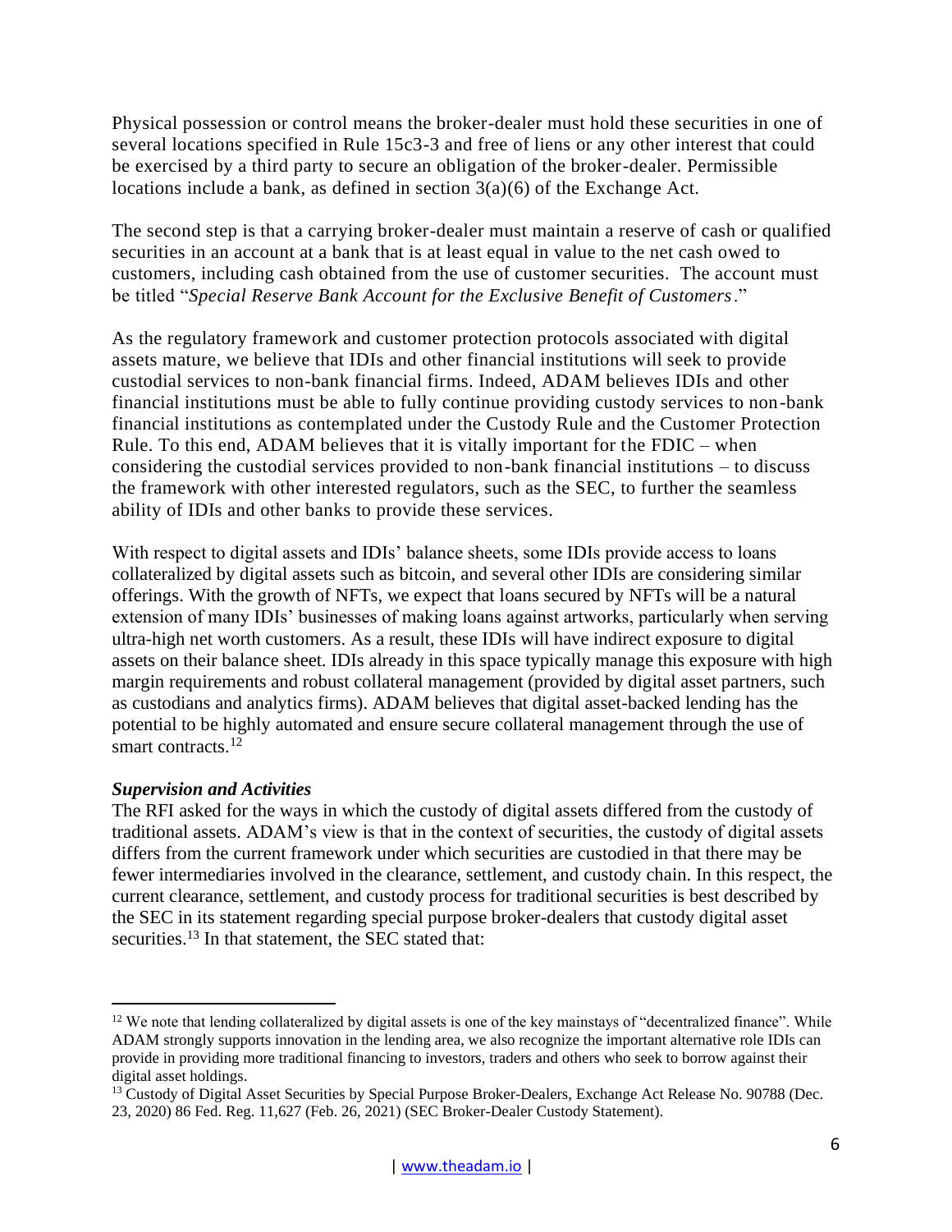Physical possession or control means the broker-dealer must hold these securities in one of several locations specified in Rule 15c3-3 and free of liens or any other interest that could be exercised by a third party to secure an obligation of the broker-dealer. Permissible locations include a bank, as defined in section 3(a)(6) of the Exchange Act.

The second step is that a carrying broker-dealer must maintain a reserve of cash or qualified securities in an account at a bank that is at least equal in value to the net cash owed to customers, including cash obtained from the use of customer securities. The account must be titled "*Special Reserve Bank Account for the Exclusive Benefit of Customers*."

As the regulatory framework and customer protection protocols associated with digital assets mature, we believe that IDIs and other financial institutions will seek to provide custodial services to non-bank financial firms. Indeed, ADAM believes IDIs and other financial institutions must be able to fully continue providing custody services to non-bank financial institutions as contemplated under the Custody Rule and the Customer Protection Rule. To this end, ADAM believes that it is vitally important for the FDIC – when considering the custodial services provided to non-bank financial institutions – to discuss the framework with other interested regulators, such as the SEC, to further the seamless ability of IDIs and other banks to provide these services.

With respect to digital assets and IDIs' balance sheets, some IDIs provide access to loans collateralized by digital assets such as bitcoin, and several other IDIs are considering similar offerings. With the growth of NFTs, we expect that loans secured by NFTs will be a natural extension of many IDIs' businesses of making loans against artworks, particularly when serving ultra-high net worth customers. As a result, these IDIs will have indirect exposure to digital assets on their balance sheet. IDIs already in this space typically manage this exposure with high margin requirements and robust collateral management (provided by digital asset partners, such as custodians and analytics firms). ADAM believes that digital asset-backed lending has the potential to be highly automated and ensure secure collateral management through the use of smart contracts.[12]

***Supervision and Activities***

The RFI asked for the ways in which the custody of digital assets differed from the custody of traditional assets. ADAM's view is that in the context of securities, the custody of digital assets differs from the current framework under which securities are custodied in that there may be fewer intermediaries involved in the clearance, settlement, and custody chain. In this respect, the current clearance, settlement, and custody process for traditional securities is best described by the SEC in its statement regarding special purpose broker-dealers that custody digital asset securities.[13] In that statement, the SEC stated that:

---

[12] We note that lending collateralized by digital assets is one of the key mainstays of "decentralized finance". While ADAM strongly supports innovation in the lending area, we also recognize the important alternative role IDIs can provide in providing more traditional financing to investors, traders and others who seek to borrow against their digital asset holdings.

[13] Custody of Digital Asset Securities by Special Purpose Broker-Dealers, Exchange Act Release No. 90788 (Dec. 23, 2020) 86 Fed. Reg. 11,627 (Feb. 26, 2021) (SEC Broker-Dealer Custody Statement).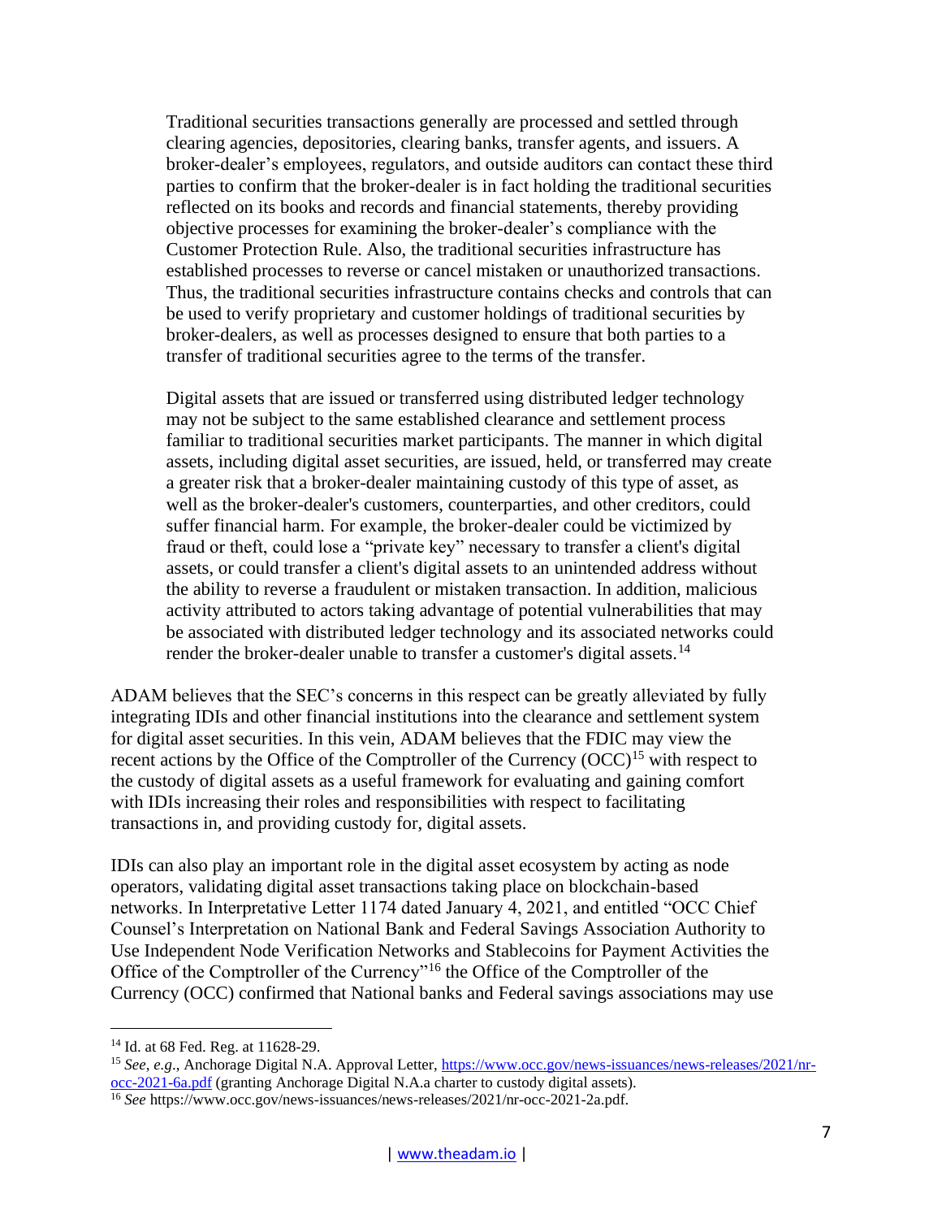> Traditional securities transactions generally are processed and settled through clearing agencies, depositories, clearing banks, transfer agents, and issuers. A broker-dealer's employees, regulators, and outside auditors can contact these third parties to confirm that the broker-dealer is in fact holding the traditional securities reflected on its books and records and financial statements, thereby providing objective processes for examining the broker-dealer's compliance with the Customer Protection Rule. Also, the traditional securities infrastructure has established processes to reverse or cancel mistaken or unauthorized transactions. Thus, the traditional securities infrastructure contains checks and controls that can be used to verify proprietary and customer holdings of traditional securities by broker-dealers, as well as processes designed to ensure that both parties to a transfer of traditional securities agree to the terms of the transfer.
>
> Digital assets that are issued or transferred using distributed ledger technology may not be subject to the same established clearance and settlement process familiar to traditional securities market participants. The manner in which digital assets, including digital asset securities, are issued, held, or transferred may create a greater risk that a broker-dealer maintaining custody of this type of asset, as well as the broker-dealer's customers, counterparties, and other creditors, could suffer financial harm. For example, the broker-dealer could be victimized by fraud or theft, could lose a "private key" necessary to transfer a client's digital assets, or could transfer a client's digital assets to an unintended address without the ability to reverse a fraudulent or mistaken transaction. In addition, malicious activity attributed to actors taking advantage of potential vulnerabilities that may be associated with distributed ledger technology and its associated networks could render the broker-dealer unable to transfer a customer's digital assets.[14]

ADAM believes that the SEC's concerns in this respect can be greatly alleviated by fully integrating IDIs and other financial institutions into the clearance and settlement system for digital asset securities. In this vein, ADAM believes that the FDIC may view the recent actions by the Office of the Comptroller of the Currency (OCC)[15] with respect to the custody of digital assets as a useful framework for evaluating and gaining comfort with IDIs increasing their roles and responsibilities with respect to facilitating transactions in, and providing custody for, digital assets.

IDIs can also play an important role in the digital asset ecosystem by acting as node operators, validating digital asset transactions taking place on blockchain-based networks. In Interpretative Letter 1174 dated January 4, 2021, and entitled "OCC Chief Counsel's Interpretation on National Bank and Federal Savings Association Authority to Use Independent Node Verification Networks and Stablecoins for Payment Activities the Office of the Comptroller of the Currency"[16] the Office of the Comptroller of the Currency (OCC) confirmed that National banks and Federal savings associations may use

---

[14] Id. at 68 Fed. Reg. at 11628-29.

[15] *See, e.g.*, Anchorage Digital N.A. Approval Letter, https://www.occ.gov/news-issuances/news-releases/2021/nr-occ-2021-6a.pdf (granting Anchorage Digital N.A.a charter to custody digital assets).

[16] *See* https://www.occ.gov/news-issuances/news-releases/2021/nr-occ-2021-2a.pdf.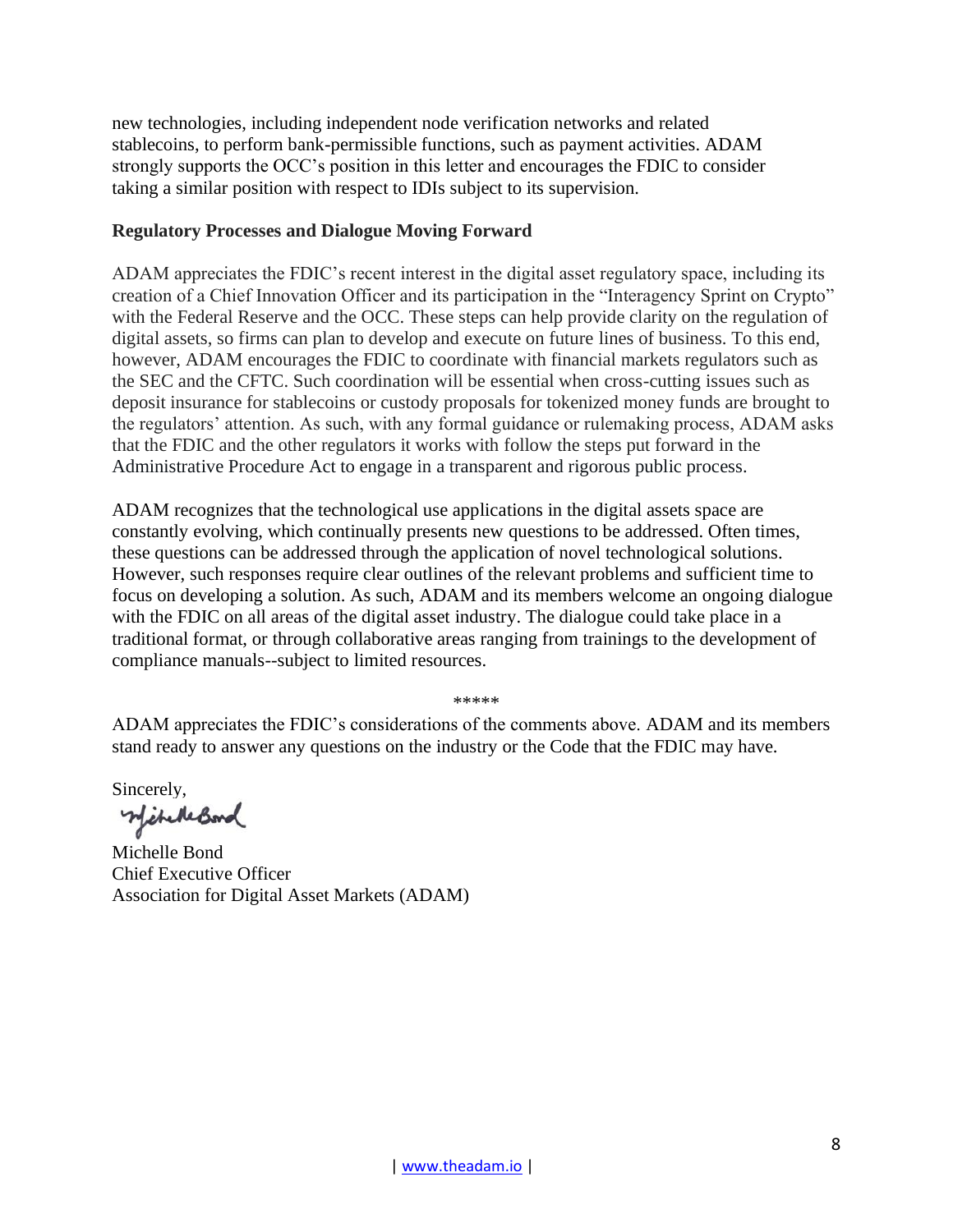new technologies, including independent node verification networks and related stablecoins, to perform bank-permissible functions, such as payment activities. ADAM strongly supports the OCC's position in this letter and encourages the FDIC to consider taking a similar position with respect to IDIs subject to its supervision.

**Regulatory Processes and Dialogue Moving Forward**

ADAM appreciates the FDIC's recent interest in the digital asset regulatory space, including its creation of a Chief Innovation Officer and its participation in the "Interagency Sprint on Crypto" with the Federal Reserve and the OCC. These steps can help provide clarity on the regulation of digital assets, so firms can plan to develop and execute on future lines of business. To this end, however, ADAM encourages the FDIC to coordinate with financial markets regulators such as the SEC and the CFTC. Such coordination will be essential when cross-cutting issues such as deposit insurance for stablecoins or custody proposals for tokenized money funds are brought to the regulators' attention. As such, with any formal guidance or rulemaking process, ADAM asks that the FDIC and the other regulators it works with follow the steps put forward in the Administrative Procedure Act to engage in a transparent and rigorous public process.

ADAM recognizes that the technological use applications in the digital assets space are constantly evolving, which continually presents new questions to be addressed. Often times, these questions can be addressed through the application of novel technological solutions. However, such responses require clear outlines of the relevant problems and sufficient time to focus on developing a solution. As such, ADAM and its members welcome an ongoing dialogue with the FDIC on all areas of the digital asset industry. The dialogue could take place in a traditional format, or through collaborative areas ranging from trainings to the development of compliance manuals--subject to limited resources.

*****

ADAM appreciates the FDIC's considerations of the comments above. ADAM and its members stand ready to answer any questions on the industry or the Code that the FDIC may have.

Sincerely,

Michelle Bond
Chief Executive Officer
Association for Digital Asset Markets (ADAM)